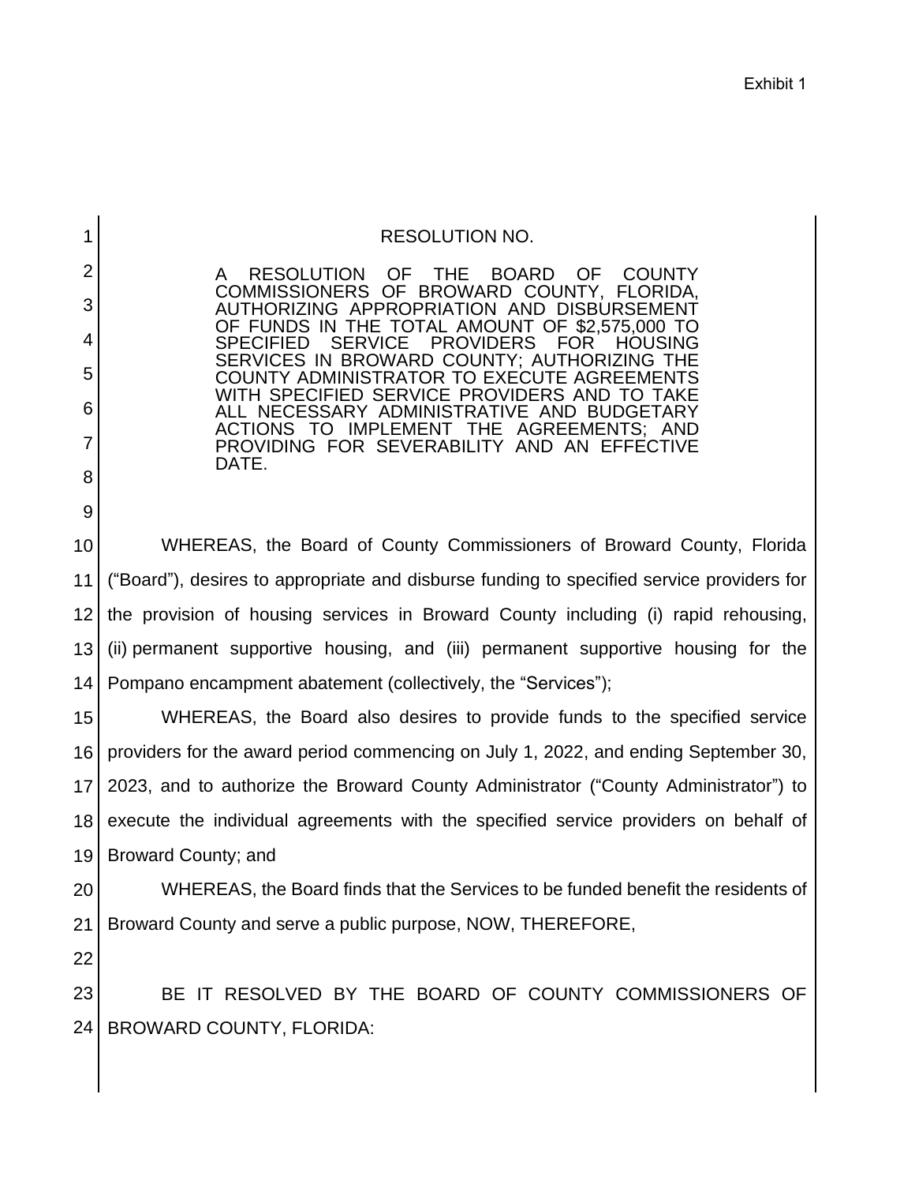Exhibit 1

RESOLUTION NO.

A RESOLUTION OF THE BOARD OF COUNTY COMMISSIONERS OF BROWARD COUNTY, FLORIDA, AUTHORIZING APPROPRIATION AND DISBURSEMENT OF FUNDS IN THE TOTAL AMOUNT OF $2,575,000 TO SPECIFIED SERVICE PROVIDERS FOR HOUSING SERVICES IN BROWARD COUNTY; AUTHORIZING THE COUNTY ADMINISTRATOR TO EXECUTE AGREEMENTS WITH SPECIFIED SERVICE PROVIDERS AND TO TAKE ALL NECESSARY ADMINISTRATIVE AND BUDGETARY ACTIONS TO IMPLEMENT THE AGREEMENTS; AND PROVIDING FOR SEVERABILITY AND AN EFFECTIVE DATE.

WHEREAS, the Board of County Commissioners of Broward County, Florida ("Board"), desires to appropriate and disburse funding to specified service providers for the provision of housing services in Broward County including (i) rapid rehousing, (ii) permanent supportive housing, and (iii) permanent supportive housing for the Pompano encampment abatement (collectively, the "Services");

WHEREAS, the Board also desires to provide funds to the specified service providers for the award period commencing on July 1, 2022, and ending September 30, 2023, and to authorize the Broward County Administrator ("County Administrator") to execute the individual agreements with the specified service providers on behalf of Broward County; and

WHEREAS, the Board finds that the Services to be funded benefit the residents of Broward County and serve a public purpose, NOW, THEREFORE,

BE IT RESOLVED BY THE BOARD OF COUNTY COMMISSIONERS OF BROWARD COUNTY, FLORIDA: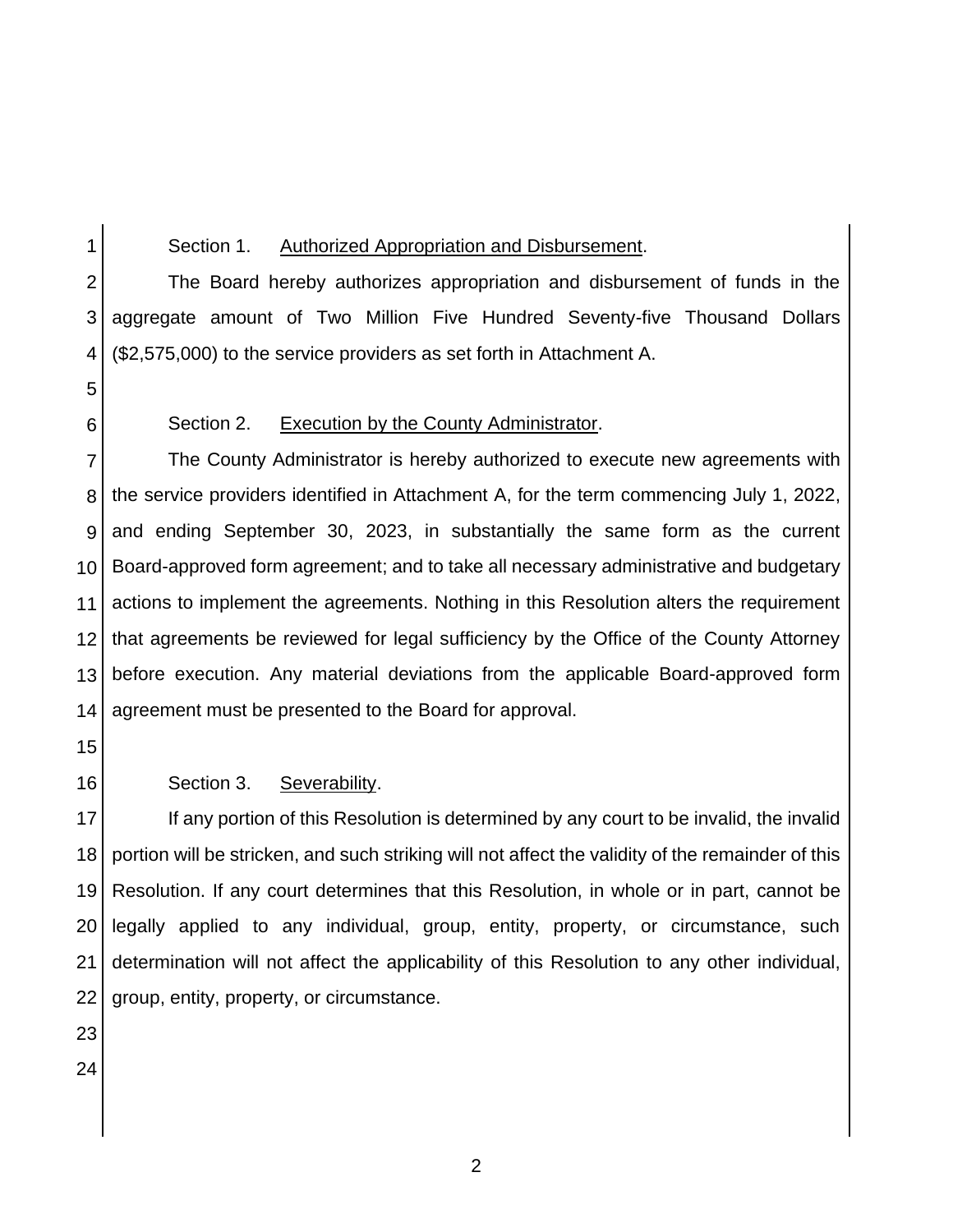Section 1. Authorized Appropriation and Disbursement.

The Board hereby authorizes appropriation and disbursement of funds in the aggregate amount of Two Million Five Hundred Seventy-five Thousand Dollars ($2,575,000) to the service providers as set forth in Attachment A.

Section 2. Execution by the County Administrator.

The County Administrator is hereby authorized to execute new agreements with the service providers identified in Attachment A, for the term commencing July 1, 2022, and ending September 30, 2023, in substantially the same form as the current Board-approved form agreement; and to take all necessary administrative and budgetary actions to implement the agreements. Nothing in this Resolution alters the requirement that agreements be reviewed for legal sufficiency by the Office of the County Attorney before execution. Any material deviations from the applicable Board-approved form agreement must be presented to the Board for approval.

Section 3. Severability.

If any portion of this Resolution is determined by any court to be invalid, the invalid portion will be stricken, and such striking will not affect the validity of the remainder of this Resolution. If any court determines that this Resolution, in whole or in part, cannot be legally applied to any individual, group, entity, property, or circumstance, such determination will not affect the applicability of this Resolution to any other individual, group, entity, property, or circumstance.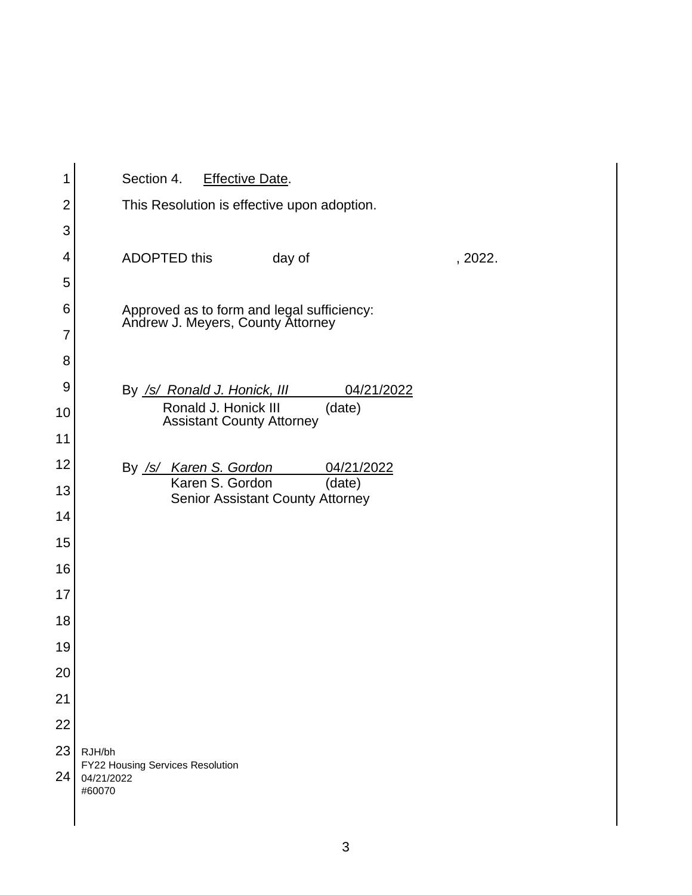Section 4. Effective Date.

This Resolution is effective upon adoption.

ADOPTED this ______ day of ______________, 2022.

Approved as to form and legal sufficiency:
Andrew J. Meyers, County Attorney

By */s/ Ronald J. Honick, III* 04/21/2022
Ronald J. Honick III (date)
Assistant County Attorney

By */s/ Karen S. Gordon* 04/21/2022
Karen S. Gordon (date)
Senior Assistant County Attorney

RJH/bh
FY22 Housing Services Resolution
04/21/2022
#60070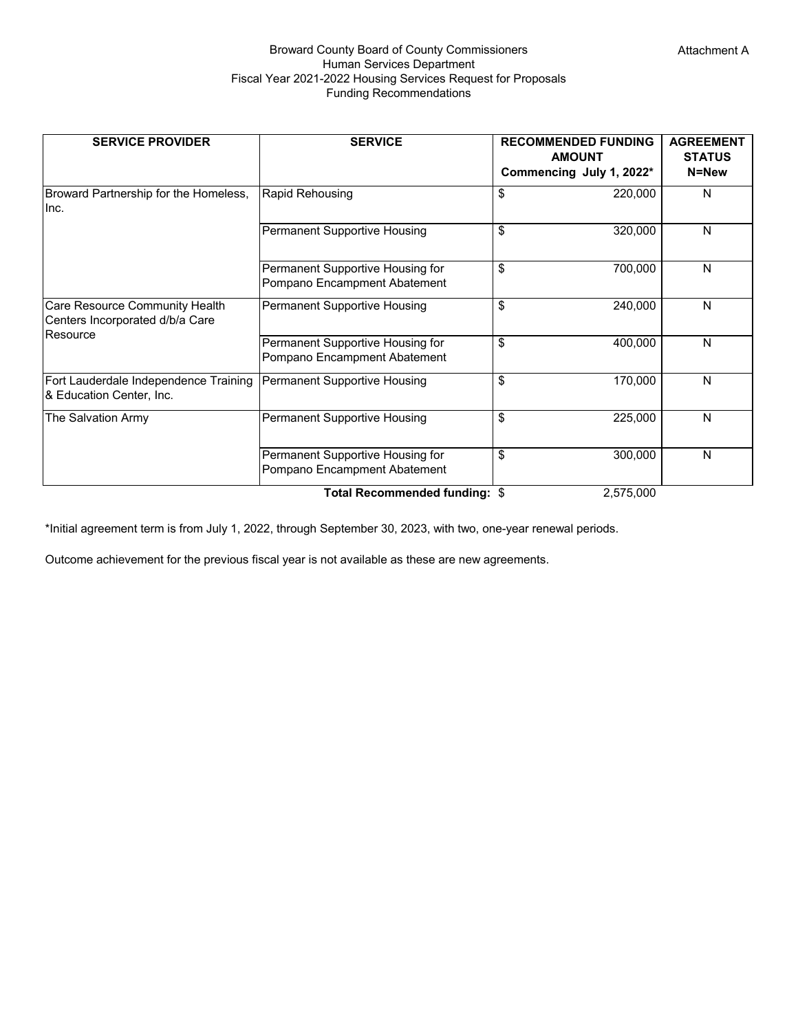Attachment A

Broward County Board of County Commissioners
Human Services Department
Fiscal Year 2021-2022 Housing Services Request for Proposals
Funding Recommendations

| SERVICE PROVIDER | SERVICE | RECOMMENDED FUNDING AMOUNT Commencing July 1, 2022* | AGREEMENT STATUS N=New |
|---|---|---|---|
| Broward Partnership for the Homeless, Inc. | Rapid Rehousing | $ 220,000 | N |
| | Permanent Supportive Housing | $ 320,000 | N |
| | Permanent Supportive Housing for Pompano Encampment Abatement | $ 700,000 | N |
| Care Resource Community Health Centers Incorporated d/b/a Care Resource | Permanent Supportive Housing | $ 240,000 | N |
| | Permanent Supportive Housing for Pompano Encampment Abatement | $ 400,000 | N |
| Fort Lauderdale Independence Training & Education Center, Inc. | Permanent Supportive Housing | $ 170,000 | N |
| The Salvation Army | Permanent Supportive Housing | $ 225,000 | N |
| | Permanent Supportive Housing for Pompano Encampment Abatement | $ 300,000 | N |
| | **Total Recommended funding:** | $ 2,575,000 | |

*Initial agreement term is from July 1, 2022, through September 30, 2023, with two, one-year renewal periods.

Outcome achievement for the previous fiscal year is not available as these are new agreements.